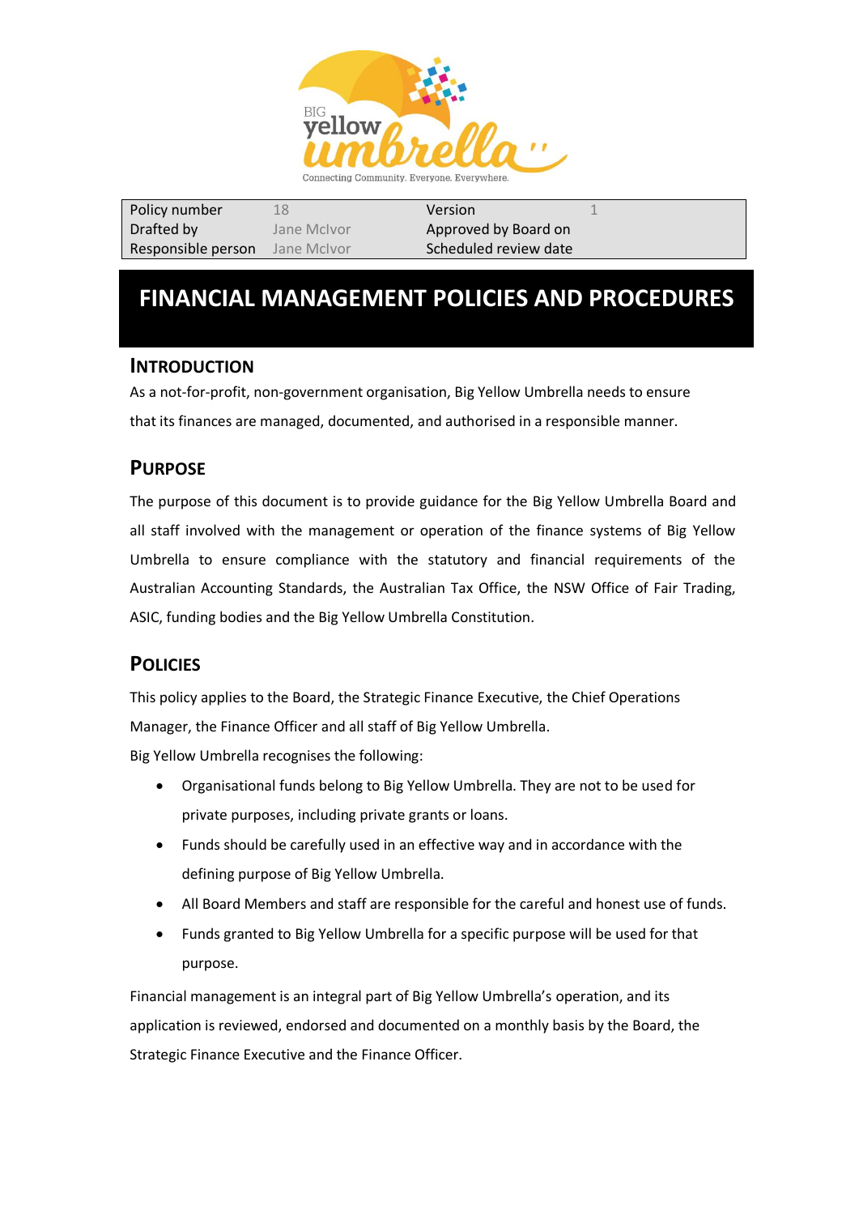| Policy number | 18 | Version | 1 |
|---|---|---|---|
| Drafted by | Jane McIvor | Approved by Board on | |
| Responsible person | Jane McIvor | Scheduled review date | |

# FINANCIAL MANAGEMENT POLICIES AND PROCEDURES

## INTRODUCTION

As a not-for-profit, non-government organisation, Big Yellow Umbrella needs to ensure that its finances are managed, documented, and authorised in a responsible manner.

## PURPOSE

The purpose of this document is to provide guidance for the Big Yellow Umbrella Board and all staff involved with the management or operation of the finance systems of Big Yellow Umbrella to ensure compliance with the statutory and financial requirements of the Australian Accounting Standards, the Australian Tax Office, the NSW Office of Fair Trading, ASIC, funding bodies and the Big Yellow Umbrella Constitution.

## POLICIES

This policy applies to the Board, the Strategic Finance Executive, the Chief Operations Manager, the Finance Officer and all staff of Big Yellow Umbrella.

Big Yellow Umbrella recognises the following:

- Organisational funds belong to Big Yellow Umbrella. They are not to be used for private purposes, including private grants or loans.
- Funds should be carefully used in an effective way and in accordance with the defining purpose of Big Yellow Umbrella.
- All Board Members and staff are responsible for the careful and honest use of funds.
- Funds granted to Big Yellow Umbrella for a specific purpose will be used for that purpose.

Financial management is an integral part of Big Yellow Umbrella's operation, and its application is reviewed, endorsed and documented on a monthly basis by the Board, the Strategic Finance Executive and the Finance Officer.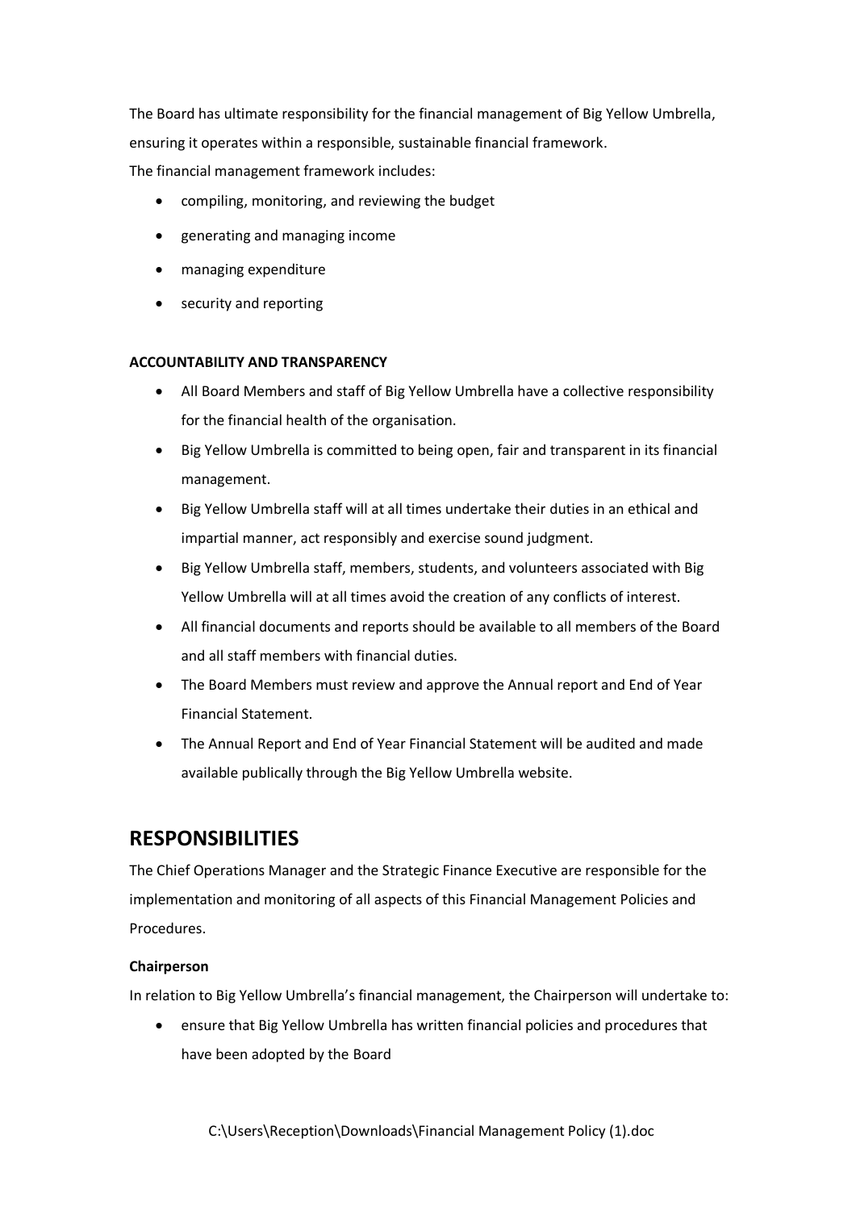The Board has ultimate responsibility for the financial management of Big Yellow Umbrella, ensuring it operates within a responsible, sustainable financial framework.

The financial management framework includes:

- compiling, monitoring, and reviewing the budget
- generating and managing income
- managing expenditure
- security and reporting

**ACCOUNTABILITY AND TRANSPARENCY**

- All Board Members and staff of Big Yellow Umbrella have a collective responsibility for the financial health of the organisation.
- Big Yellow Umbrella is committed to being open, fair and transparent in its financial management.
- Big Yellow Umbrella staff will at all times undertake their duties in an ethical and impartial manner, act responsibly and exercise sound judgment.
- Big Yellow Umbrella staff, members, students, and volunteers associated with Big Yellow Umbrella will at all times avoid the creation of any conflicts of interest.
- All financial documents and reports should be available to all members of the Board and all staff members with financial duties.
- The Board Members must review and approve the Annual report and End of Year Financial Statement.
- The Annual Report and End of Year Financial Statement will be audited and made available publically through the Big Yellow Umbrella website.

## RESPONSIBILITIES

The Chief Operations Manager and the Strategic Finance Executive are responsible for the implementation and monitoring of all aspects of this Financial Management Policies and Procedures.

**Chairperson**

In relation to Big Yellow Umbrella's financial management, the Chairperson will undertake to:

- ensure that Big Yellow Umbrella has written financial policies and procedures that have been adopted by the Board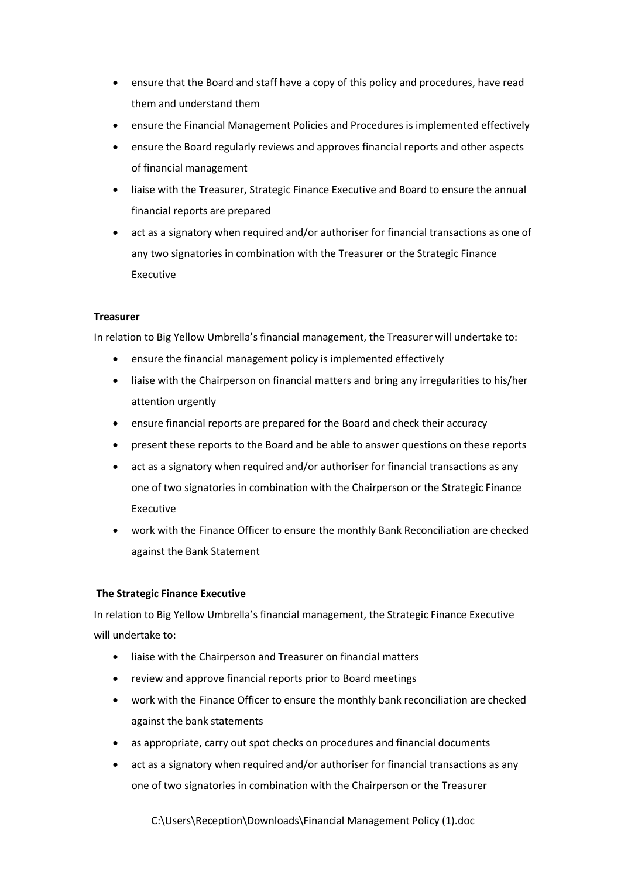- ensure that the Board and staff have a copy of this policy and procedures, have read them and understand them
- ensure the Financial Management Policies and Procedures is implemented effectively
- ensure the Board regularly reviews and approves financial reports and other aspects of financial management
- liaise with the Treasurer, Strategic Finance Executive and Board to ensure the annual financial reports are prepared
- act as a signatory when required and/or authoriser for financial transactions as one of any two signatories in combination with the Treasurer or the Strategic Finance Executive

**Treasurer**

In relation to Big Yellow Umbrella's financial management, the Treasurer will undertake to:

- ensure the financial management policy is implemented effectively
- liaise with the Chairperson on financial matters and bring any irregularities to his/her attention urgently
- ensure financial reports are prepared for the Board and check their accuracy
- present these reports to the Board and be able to answer questions on these reports
- act as a signatory when required and/or authoriser for financial transactions as any one of two signatories in combination with the Chairperson or the Strategic Finance Executive
- work with the Finance Officer to ensure the monthly Bank Reconciliation are checked against the Bank Statement

**The Strategic Finance Executive**

In relation to Big Yellow Umbrella's financial management, the Strategic Finance Executive will undertake to:

- liaise with the Chairperson and Treasurer on financial matters
- review and approve financial reports prior to Board meetings
- work with the Finance Officer to ensure the monthly bank reconciliation are checked against the bank statements
- as appropriate, carry out spot checks on procedures and financial documents
- act as a signatory when required and/or authoriser for financial transactions as any one of two signatories in combination with the Chairperson or the Treasurer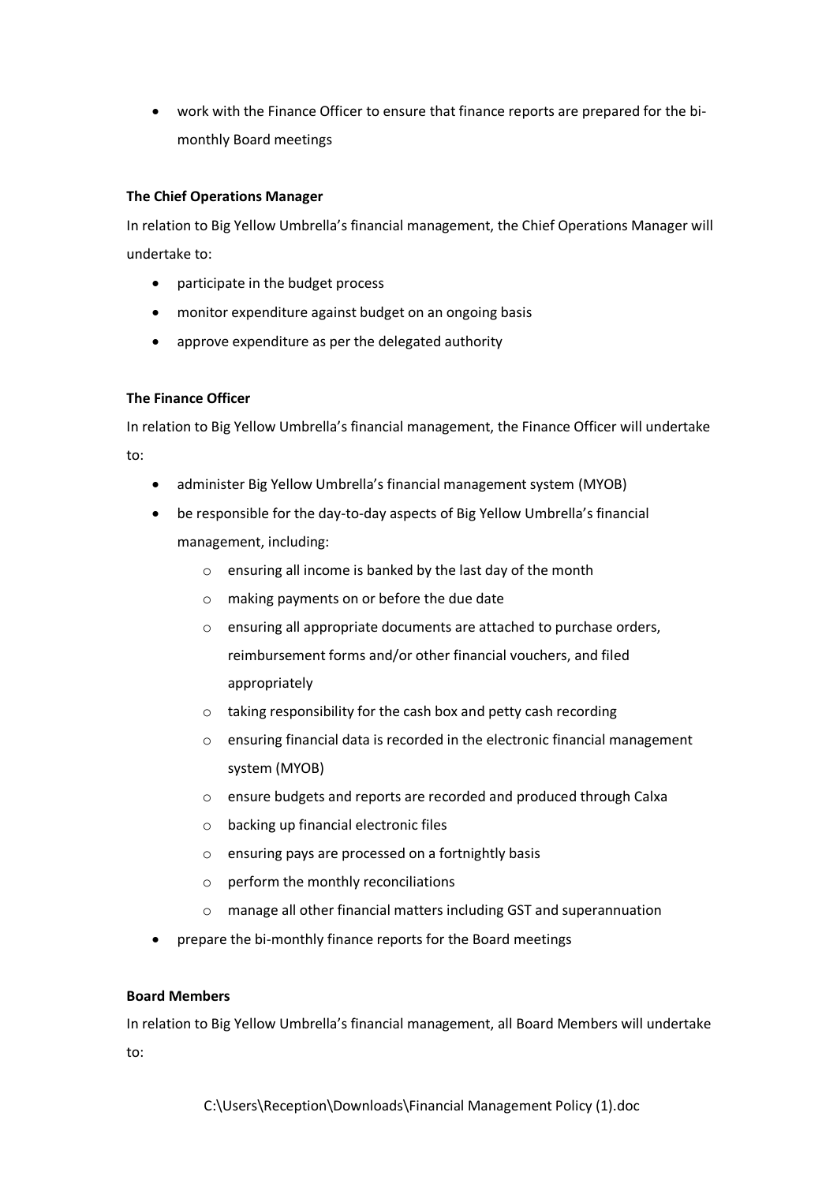- work with the Finance Officer to ensure that finance reports are prepared for the bi-monthly Board meetings

**The Chief Operations Manager**

In relation to Big Yellow Umbrella's financial management, the Chief Operations Manager will undertake to:

- participate in the budget process
- monitor expenditure against budget on an ongoing basis
- approve expenditure as per the delegated authority

**The Finance Officer**

In relation to Big Yellow Umbrella's financial management, the Finance Officer will undertake to:

- administer Big Yellow Umbrella's financial management system (MYOB)
- be responsible for the day-to-day aspects of Big Yellow Umbrella's financial management, including:
  - ensuring all income is banked by the last day of the month
  - making payments on or before the due date
  - ensuring all appropriate documents are attached to purchase orders, reimbursement forms and/or other financial vouchers, and filed appropriately
  - taking responsibility for the cash box and petty cash recording
  - ensuring financial data is recorded in the electronic financial management system (MYOB)
  - ensure budgets and reports are recorded and produced through Calxa
  - backing up financial electronic files
  - ensuring pays are processed on a fortnightly basis
  - perform the monthly reconciliations
  - manage all other financial matters including GST and superannuation
- prepare the bi-monthly finance reports for the Board meetings

**Board Members**

In relation to Big Yellow Umbrella's financial management, all Board Members will undertake to: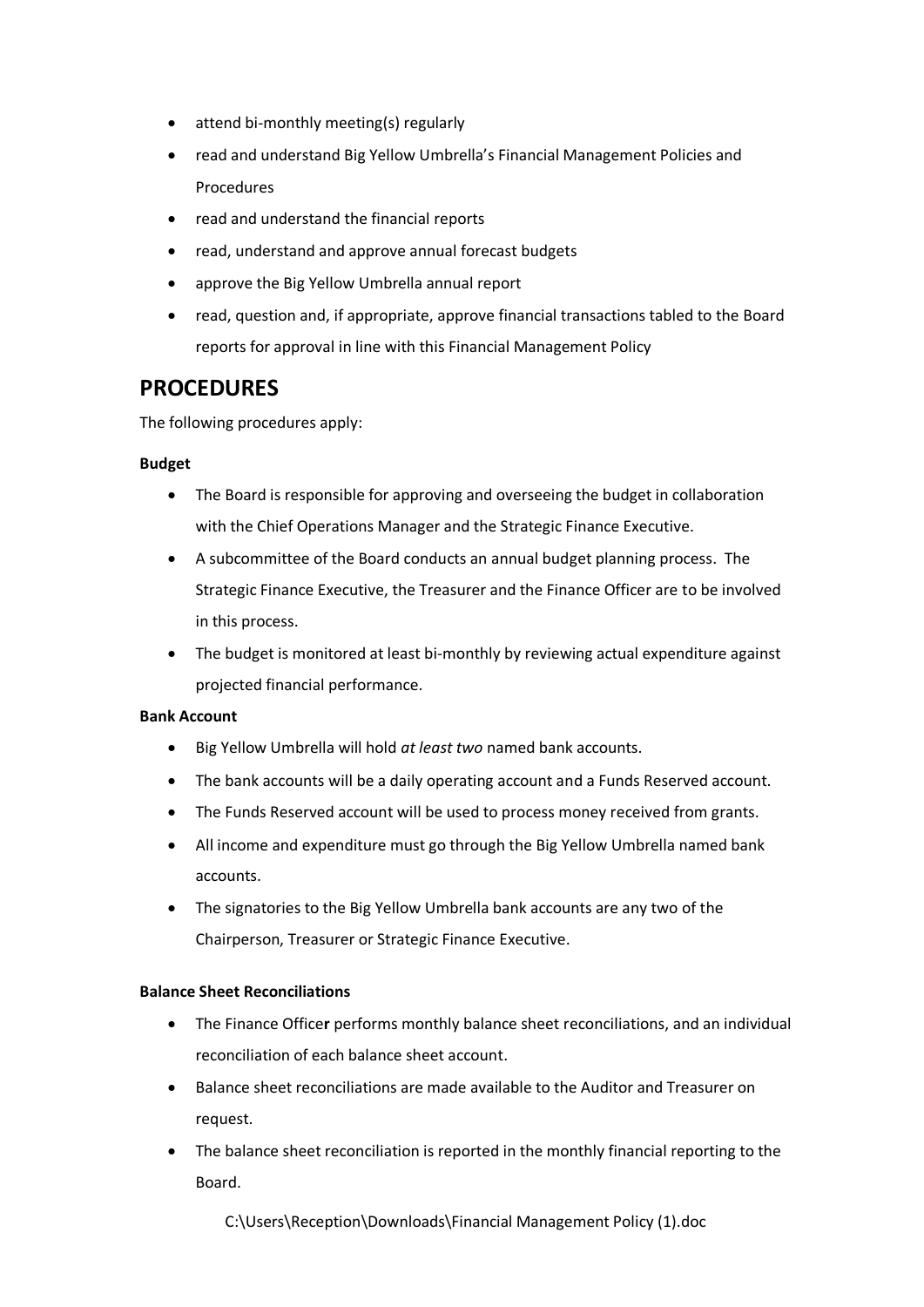- attend bi-monthly meeting(s) regularly
- read and understand Big Yellow Umbrella's Financial Management Policies and Procedures
- read and understand the financial reports
- read, understand and approve annual forecast budgets
- approve the Big Yellow Umbrella annual report
- read, question and, if appropriate, approve financial transactions tabled to the Board reports for approval in line with this Financial Management Policy

## PROCEDURES

The following procedures apply:

**Budget**

- The Board is responsible for approving and overseeing the budget in collaboration with the Chief Operations Manager and the Strategic Finance Executive.
- A subcommittee of the Board conducts an annual budget planning process. The Strategic Finance Executive, the Treasurer and the Finance Officer are to be involved in this process.
- The budget is monitored at least bi-monthly by reviewing actual expenditure against projected financial performance.

**Bank Account**

- Big Yellow Umbrella will hold *at least two* named bank accounts.
- The bank accounts will be a daily operating account and a Funds Reserved account.
- The Funds Reserved account will be used to process money received from grants.
- All income and expenditure must go through the Big Yellow Umbrella named bank accounts.
- The signatories to the Big Yellow Umbrella bank accounts are any two of the Chairperson, Treasurer or Strategic Finance Executive.

**Balance Sheet Reconciliations**

- The Finance Officer performs monthly balance sheet reconciliations, and an individual reconciliation of each balance sheet account.
- Balance sheet reconciliations are made available to the Auditor and Treasurer on request.
- The balance sheet reconciliation is reported in the monthly financial reporting to the Board.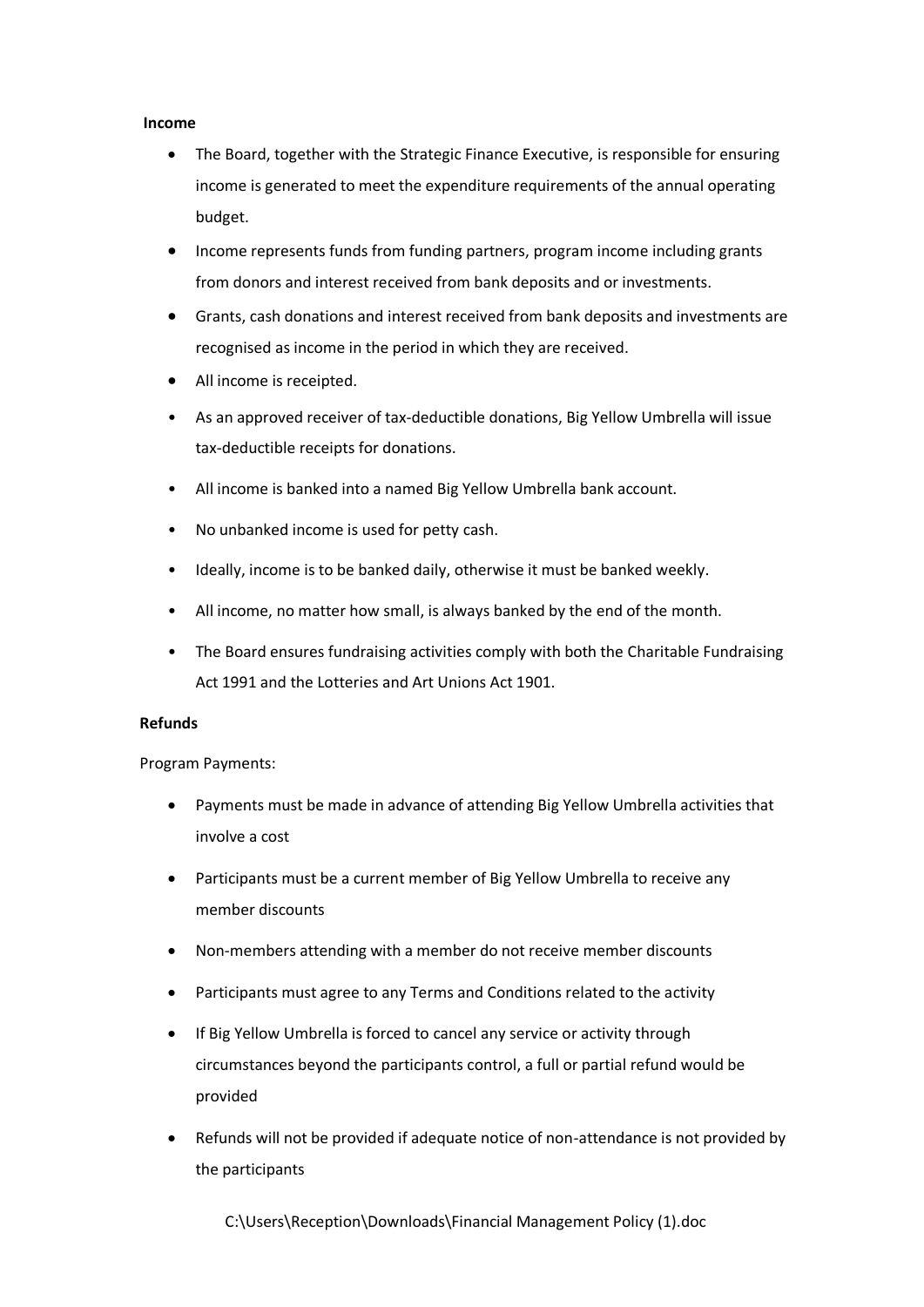**Income**

- The Board, together with the Strategic Finance Executive, is responsible for ensuring income is generated to meet the expenditure requirements of the annual operating budget.
- Income represents funds from funding partners, program income including grants from donors and interest received from bank deposits and or investments.
- Grants, cash donations and interest received from bank deposits and investments are recognised as income in the period in which they are received.
- All income is receipted.
- As an approved receiver of tax-deductible donations, Big Yellow Umbrella will issue tax-deductible receipts for donations.
- All income is banked into a named Big Yellow Umbrella bank account.
- No unbanked income is used for petty cash.
- Ideally, income is to be banked daily, otherwise it must be banked weekly.
- All income, no matter how small, is always banked by the end of the month.
- The Board ensures fundraising activities comply with both the Charitable Fundraising Act 1991 and the Lotteries and Art Unions Act 1901.

**Refunds**

Program Payments:

- Payments must be made in advance of attending Big Yellow Umbrella activities that involve a cost
- Participants must be a current member of Big Yellow Umbrella to receive any member discounts
- Non-members attending with a member do not receive member discounts
- Participants must agree to any Terms and Conditions related to the activity
- If Big Yellow Umbrella is forced to cancel any service or activity through circumstances beyond the participants control, a full or partial refund would be provided
- Refunds will not be provided if adequate notice of non-attendance is not provided by the participants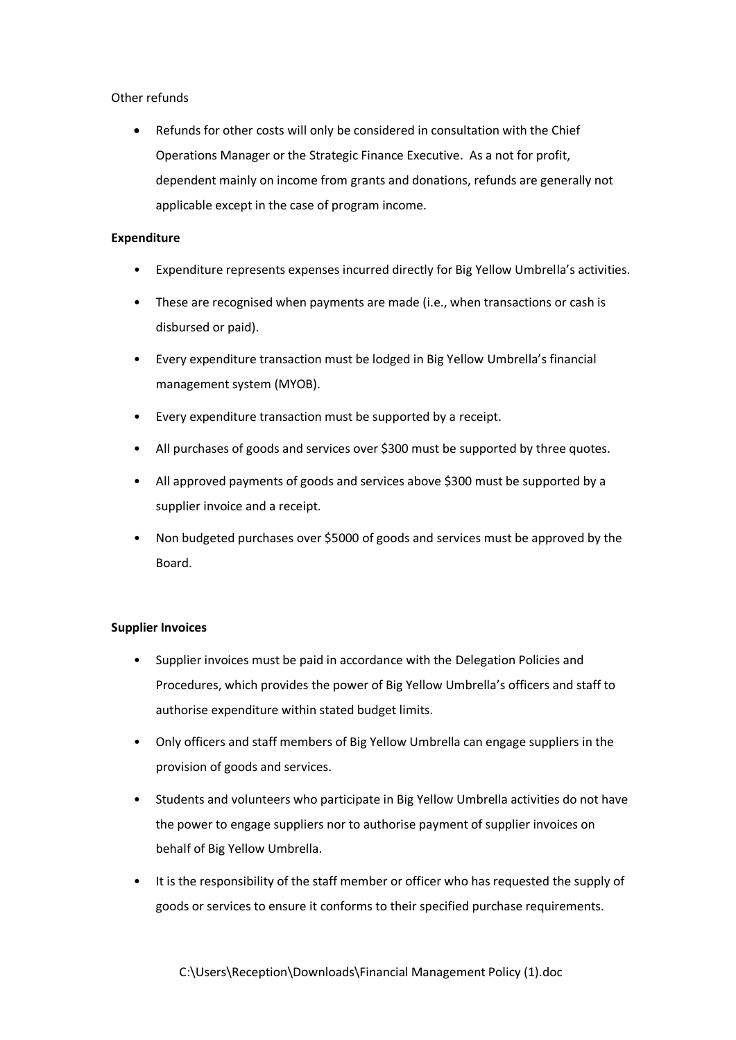Other refunds

- Refunds for other costs will only be considered in consultation with the Chief Operations Manager or the Strategic Finance Executive. As a not for profit, dependent mainly on income from grants and donations, refunds are generally not applicable except in the case of program income.

**Expenditure**

- Expenditure represents expenses incurred directly for Big Yellow Umbrella's activities.
- These are recognised when payments are made (i.e., when transactions or cash is disbursed or paid).
- Every expenditure transaction must be lodged in Big Yellow Umbrella's financial management system (MYOB).
- Every expenditure transaction must be supported by a receipt.
- All purchases of goods and services over $300 must be supported by three quotes.
- All approved payments of goods and services above $300 must be supported by a supplier invoice and a receipt.
- Non budgeted purchases over $5000 of goods and services must be approved by the Board.

**Supplier Invoices**

- Supplier invoices must be paid in accordance with the Delegation Policies and Procedures, which provides the power of Big Yellow Umbrella's officers and staff to authorise expenditure within stated budget limits.
- Only officers and staff members of Big Yellow Umbrella can engage suppliers in the provision of goods and services.
- Students and volunteers who participate in Big Yellow Umbrella activities do not have the power to engage suppliers nor to authorise payment of supplier invoices on behalf of Big Yellow Umbrella.
- It is the responsibility of the staff member or officer who has requested the supply of goods or services to ensure it conforms to their specified purchase requirements.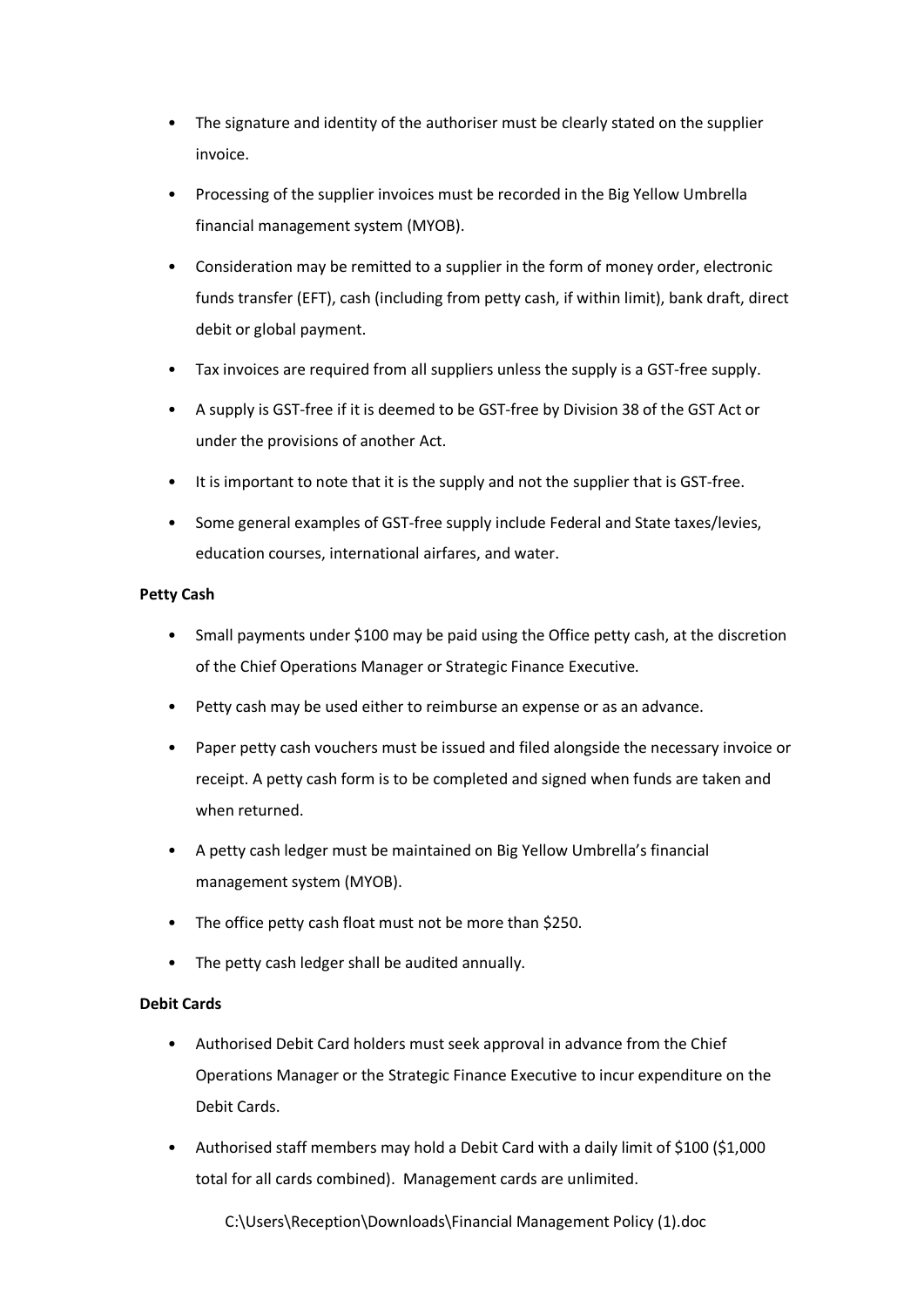- The signature and identity of the authoriser must be clearly stated on the supplier invoice.
- Processing of the supplier invoices must be recorded in the Big Yellow Umbrella financial management system (MYOB).
- Consideration may be remitted to a supplier in the form of money order, electronic funds transfer (EFT), cash (including from petty cash, if within limit), bank draft, direct debit or global payment.
- Tax invoices are required from all suppliers unless the supply is a GST-free supply.
- A supply is GST-free if it is deemed to be GST-free by Division 38 of the GST Act or under the provisions of another Act.
- It is important to note that it is the supply and not the supplier that is GST-free.
- Some general examples of GST-free supply include Federal and State taxes/levies, education courses, international airfares, and water.

**Petty Cash**

- Small payments under $100 may be paid using the Office petty cash, at the discretion of the Chief Operations Manager or Strategic Finance Executive.
- Petty cash may be used either to reimburse an expense or as an advance.
- Paper petty cash vouchers must be issued and filed alongside the necessary invoice or receipt. A petty cash form is to be completed and signed when funds are taken and when returned.
- A petty cash ledger must be maintained on Big Yellow Umbrella's financial management system (MYOB).
- The office petty cash float must not be more than $250.
- The petty cash ledger shall be audited annually.

**Debit Cards**

- Authorised Debit Card holders must seek approval in advance from the Chief Operations Manager or the Strategic Finance Executive to incur expenditure on the Debit Cards.
- Authorised staff members may hold a Debit Card with a daily limit of $100 ($1,000 total for all cards combined). Management cards are unlimited.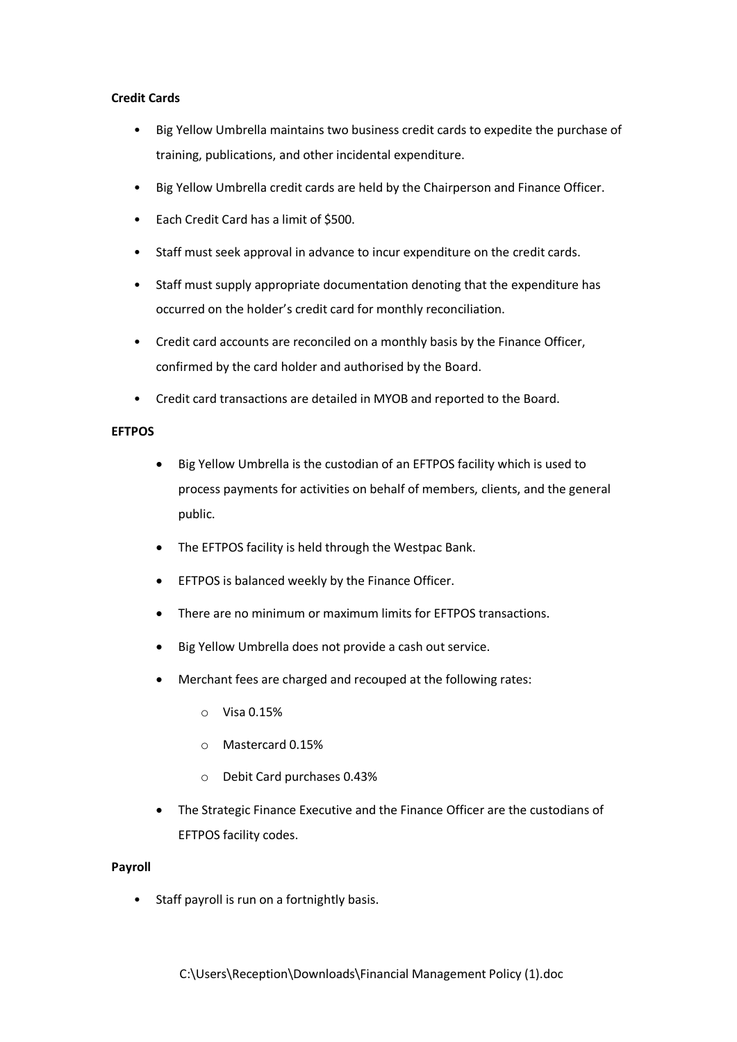**Credit Cards**

- Big Yellow Umbrella maintains two business credit cards to expedite the purchase of training, publications, and other incidental expenditure.
- Big Yellow Umbrella credit cards are held by the Chairperson and Finance Officer.
- Each Credit Card has a limit of $500.
- Staff must seek approval in advance to incur expenditure on the credit cards.
- Staff must supply appropriate documentation denoting that the expenditure has occurred on the holder's credit card for monthly reconciliation.
- Credit card accounts are reconciled on a monthly basis by the Finance Officer, confirmed by the card holder and authorised by the Board.
- Credit card transactions are detailed in MYOB and reported to the Board.

**EFTPOS**

- Big Yellow Umbrella is the custodian of an EFTPOS facility which is used to process payments for activities on behalf of members, clients, and the general public.
- The EFTPOS facility is held through the Westpac Bank.
- EFTPOS is balanced weekly by the Finance Officer.
- There are no minimum or maximum limits for EFTPOS transactions.
- Big Yellow Umbrella does not provide a cash out service.
- Merchant fees are charged and recouped at the following rates:
  - Visa 0.15%
  - Mastercard 0.15%
  - Debit Card purchases 0.43%
- The Strategic Finance Executive and the Finance Officer are the custodians of EFTPOS facility codes.

**Payroll**

- Staff payroll is run on a fortnightly basis.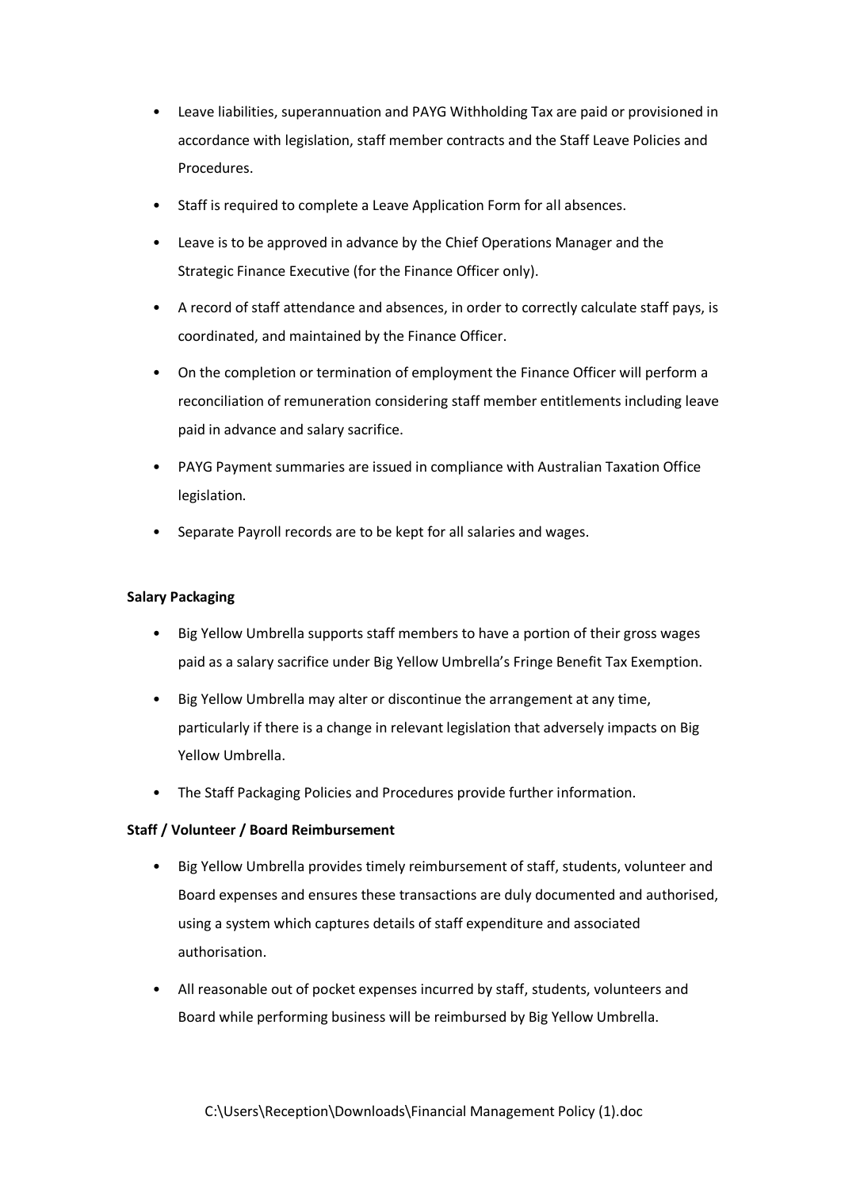- Leave liabilities, superannuation and PAYG Withholding Tax are paid or provisioned in accordance with legislation, staff member contracts and the Staff Leave Policies and Procedures.
- Staff is required to complete a Leave Application Form for all absences.
- Leave is to be approved in advance by the Chief Operations Manager and the Strategic Finance Executive (for the Finance Officer only).
- A record of staff attendance and absences, in order to correctly calculate staff pays, is coordinated, and maintained by the Finance Officer.
- On the completion or termination of employment the Finance Officer will perform a reconciliation of remuneration considering staff member entitlements including leave paid in advance and salary sacrifice.
- PAYG Payment summaries are issued in compliance with Australian Taxation Office legislation.
- Separate Payroll records are to be kept for all salaries and wages.

**Salary Packaging**

- Big Yellow Umbrella supports staff members to have a portion of their gross wages paid as a salary sacrifice under Big Yellow Umbrella's Fringe Benefit Tax Exemption.
- Big Yellow Umbrella may alter or discontinue the arrangement at any time, particularly if there is a change in relevant legislation that adversely impacts on Big Yellow Umbrella.
- The Staff Packaging Policies and Procedures provide further information.

**Staff / Volunteer / Board Reimbursement**

- Big Yellow Umbrella provides timely reimbursement of staff, students, volunteer and Board expenses and ensures these transactions are duly documented and authorised, using a system which captures details of staff expenditure and associated authorisation.
- All reasonable out of pocket expenses incurred by staff, students, volunteers and Board while performing business will be reimbursed by Big Yellow Umbrella.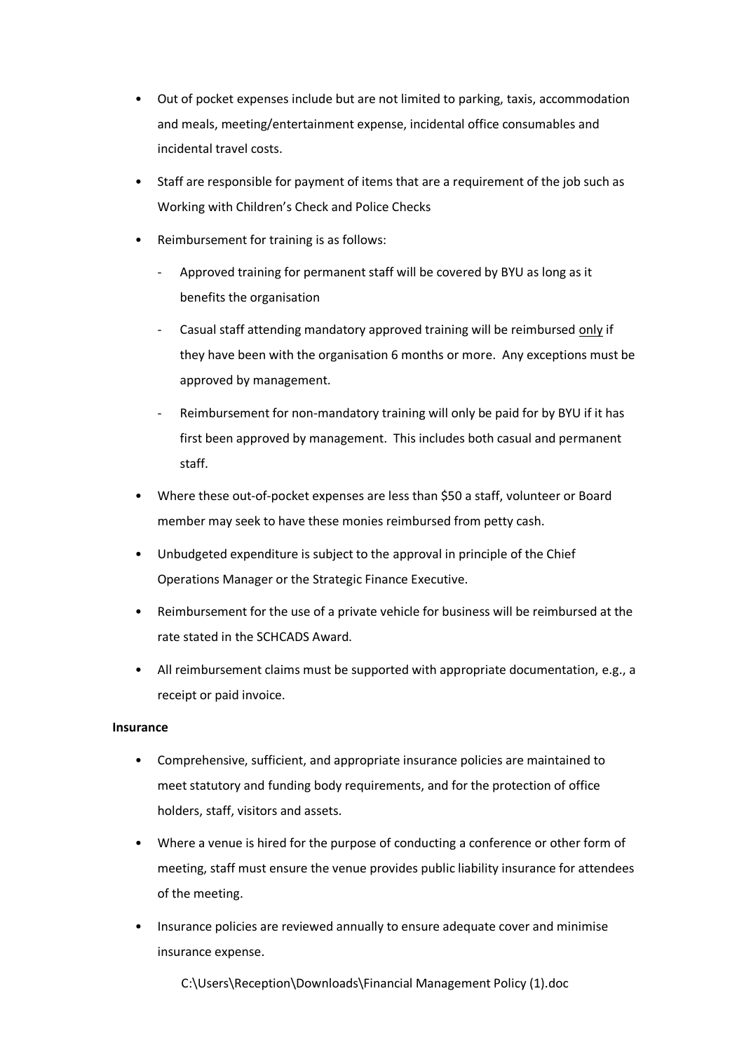- Out of pocket expenses include but are not limited to parking, taxis, accommodation and meals, meeting/entertainment expense, incidental office consumables and incidental travel costs.
- Staff are responsible for payment of items that are a requirement of the job such as Working with Children's Check and Police Checks
- Reimbursement for training is as follows:
  - Approved training for permanent staff will be covered by BYU as long as it benefits the organisation
  - Casual staff attending mandatory approved training will be reimbursed <u>only</u> if they have been with the organisation 6 months or more. Any exceptions must be approved by management.
  - Reimbursement for non-mandatory training will only be paid for by BYU if it has first been approved by management. This includes both casual and permanent staff.
- Where these out-of-pocket expenses are less than $50 a staff, volunteer or Board member may seek to have these monies reimbursed from petty cash.
- Unbudgeted expenditure is subject to the approval in principle of the Chief Operations Manager or the Strategic Finance Executive.
- Reimbursement for the use of a private vehicle for business will be reimbursed at the rate stated in the SCHCADS Award.
- All reimbursement claims must be supported with appropriate documentation, e.g., a receipt or paid invoice.

**Insurance**

- Comprehensive, sufficient, and appropriate insurance policies are maintained to meet statutory and funding body requirements, and for the protection of office holders, staff, visitors and assets.
- Where a venue is hired for the purpose of conducting a conference or other form of meeting, staff must ensure the venue provides public liability insurance for attendees of the meeting.
- Insurance policies are reviewed annually to ensure adequate cover and minimise insurance expense.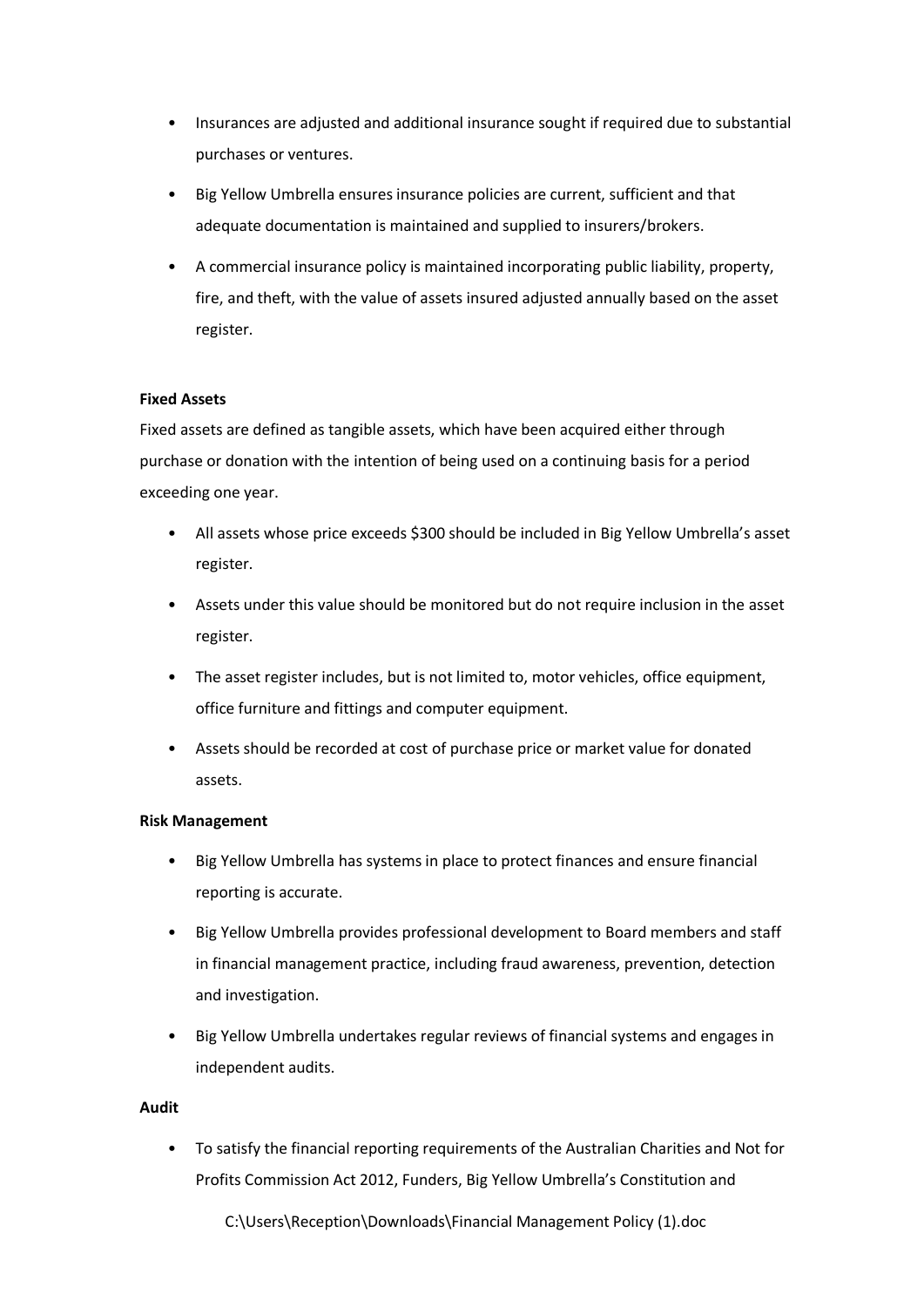- Insurances are adjusted and additional insurance sought if required due to substantial purchases or ventures.
- Big Yellow Umbrella ensures insurance policies are current, sufficient and that adequate documentation is maintained and supplied to insurers/brokers.
- A commercial insurance policy is maintained incorporating public liability, property, fire, and theft, with the value of assets insured adjusted annually based on the asset register.

**Fixed Assets**

Fixed assets are defined as tangible assets, which have been acquired either through purchase or donation with the intention of being used on a continuing basis for a period exceeding one year.

- All assets whose price exceeds $300 should be included in Big Yellow Umbrella's asset register.
- Assets under this value should be monitored but do not require inclusion in the asset register.
- The asset register includes, but is not limited to, motor vehicles, office equipment, office furniture and fittings and computer equipment.
- Assets should be recorded at cost of purchase price or market value for donated assets.

**Risk Management**

- Big Yellow Umbrella has systems in place to protect finances and ensure financial reporting is accurate.
- Big Yellow Umbrella provides professional development to Board members and staff in financial management practice, including fraud awareness, prevention, detection and investigation.
- Big Yellow Umbrella undertakes regular reviews of financial systems and engages in independent audits.

**Audit**

- To satisfy the financial reporting requirements of the Australian Charities and Not for Profits Commission Act 2012, Funders, Big Yellow Umbrella's Constitution and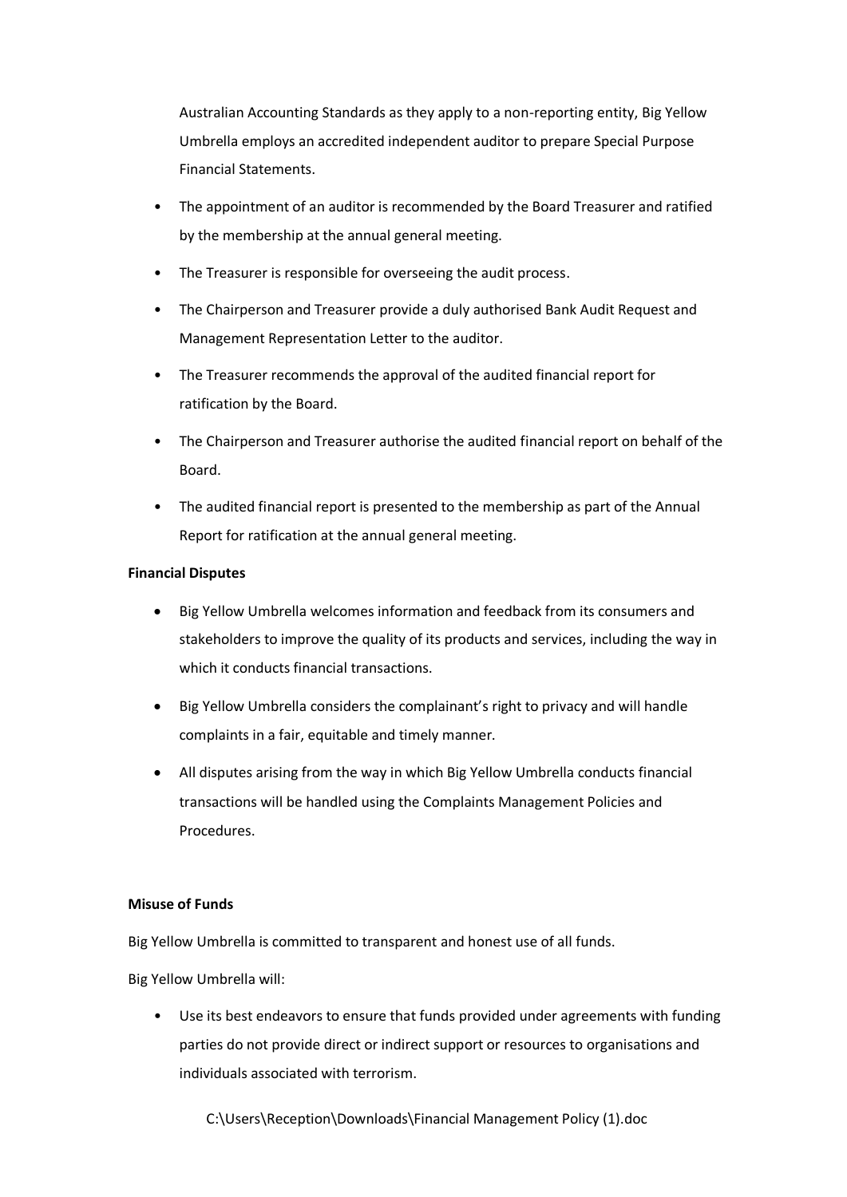Australian Accounting Standards as they apply to a non-reporting entity, Big Yellow Umbrella employs an accredited independent auditor to prepare Special Purpose Financial Statements.

- The appointment of an auditor is recommended by the Board Treasurer and ratified by the membership at the annual general meeting.
- The Treasurer is responsible for overseeing the audit process.
- The Chairperson and Treasurer provide a duly authorised Bank Audit Request and Management Representation Letter to the auditor.
- The Treasurer recommends the approval of the audited financial report for ratification by the Board.
- The Chairperson and Treasurer authorise the audited financial report on behalf of the Board.
- The audited financial report is presented to the membership as part of the Annual Report for ratification at the annual general meeting.

**Financial Disputes**

- Big Yellow Umbrella welcomes information and feedback from its consumers and stakeholders to improve the quality of its products and services, including the way in which it conducts financial transactions.
- Big Yellow Umbrella considers the complainant's right to privacy and will handle complaints in a fair, equitable and timely manner.
- All disputes arising from the way in which Big Yellow Umbrella conducts financial transactions will be handled using the Complaints Management Policies and Procedures.

**Misuse of Funds**

Big Yellow Umbrella is committed to transparent and honest use of all funds.

Big Yellow Umbrella will:

- Use its best endeavors to ensure that funds provided under agreements with funding parties do not provide direct or indirect support or resources to organisations and individuals associated with terrorism.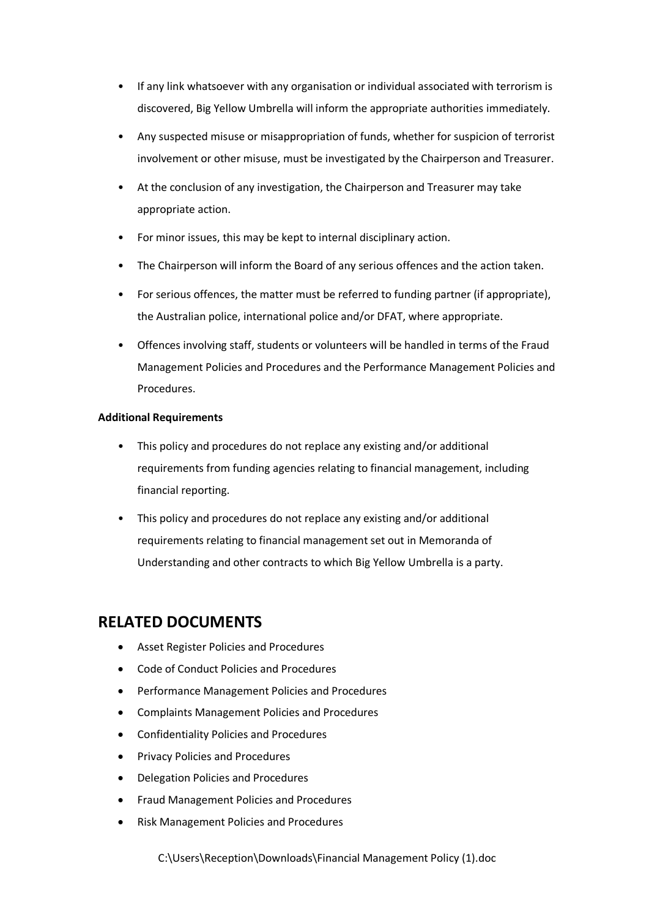- If any link whatsoever with any organisation or individual associated with terrorism is discovered, Big Yellow Umbrella will inform the appropriate authorities immediately.
- Any suspected misuse or misappropriation of funds, whether for suspicion of terrorist involvement or other misuse, must be investigated by the Chairperson and Treasurer.
- At the conclusion of any investigation, the Chairperson and Treasurer may take appropriate action.
- For minor issues, this may be kept to internal disciplinary action.
- The Chairperson will inform the Board of any serious offences and the action taken.
- For serious offences, the matter must be referred to funding partner (if appropriate), the Australian police, international police and/or DFAT, where appropriate.
- Offences involving staff, students or volunteers will be handled in terms of the Fraud Management Policies and Procedures and the Performance Management Policies and Procedures.

**Additional Requirements**

- This policy and procedures do not replace any existing and/or additional requirements from funding agencies relating to financial management, including financial reporting.
- This policy and procedures do not replace any existing and/or additional requirements relating to financial management set out in Memoranda of Understanding and other contracts to which Big Yellow Umbrella is a party.

## RELATED DOCUMENTS

- Asset Register Policies and Procedures
- Code of Conduct Policies and Procedures
- Performance Management Policies and Procedures
- Complaints Management Policies and Procedures
- Confidentiality Policies and Procedures
- Privacy Policies and Procedures
- Delegation Policies and Procedures
- Fraud Management Policies and Procedures
- Risk Management Policies and Procedures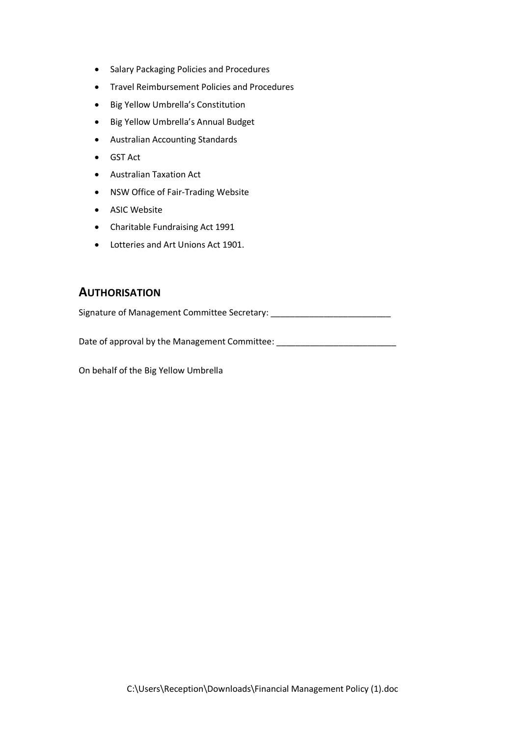- Salary Packaging Policies and Procedures
- Travel Reimbursement Policies and Procedures
- Big Yellow Umbrella's Constitution
- Big Yellow Umbrella's Annual Budget
- Australian Accounting Standards
- GST Act
- Australian Taxation Act
- NSW Office of Fair-Trading Website
- ASIC Website
- Charitable Fundraising Act 1991
- Lotteries and Art Unions Act 1901.

## AUTHORISATION

Signature of Management Committee Secretary: _________________________

Date of approval by the Management Committee: _________________________

On behalf of the Big Yellow Umbrella

C:\Users\Reception\Downloads\Financial Management Policy (1).doc